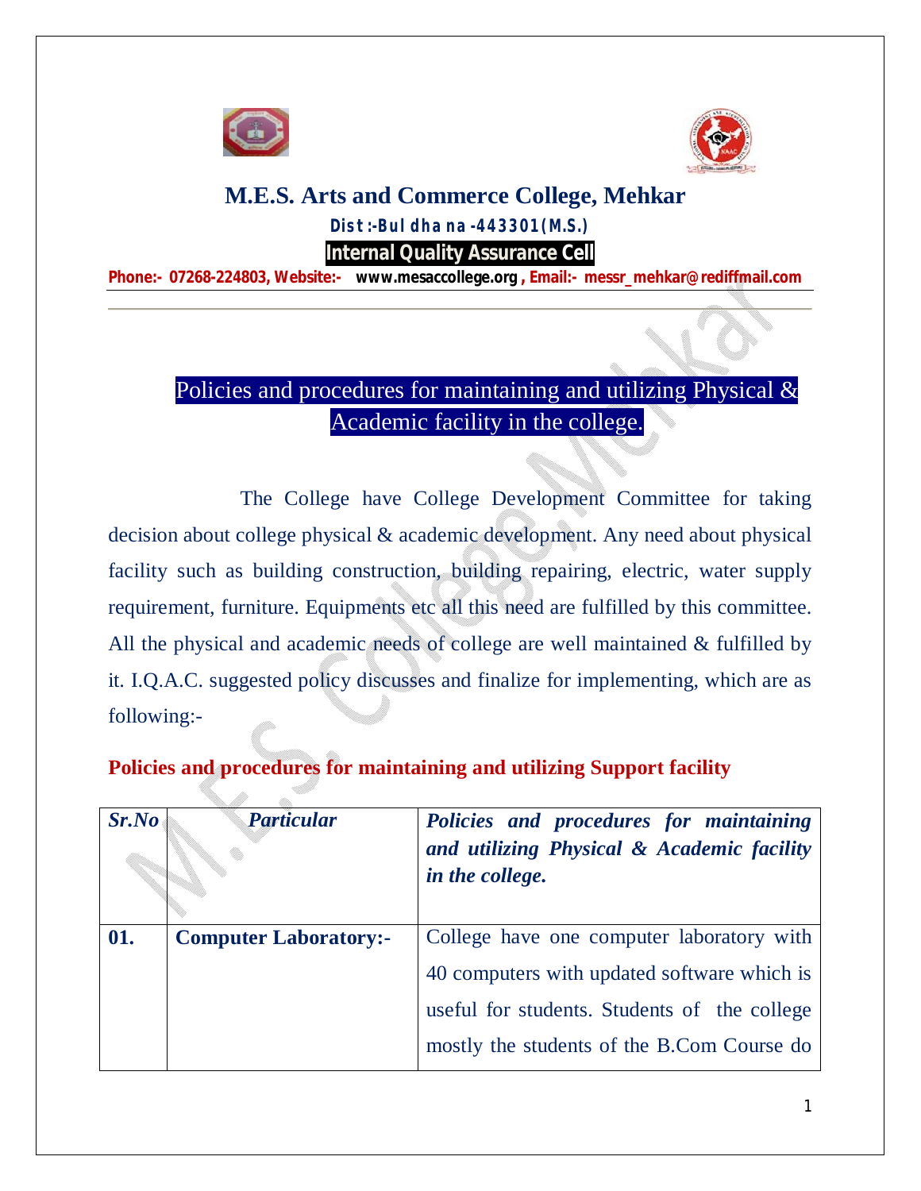# M.E.S. Arts and Commerce College, Mehkar

**Dist :-Buldhana -443301(M.S.)**

**Internal Quality Assurance Cell**

**Phone:- 07268-224803, Website:- www.mesaccollege.org , Email:- messr_mehkar@rediffmail.com**

---

## Policies and procedures for maintaining and utilizing Physical & Academic facility in the college.

The College have College Development Committee for taking decision about college physical & academic development. Any need about physical facility such as building construction, building repairing, electric, water supply requirement, furniture. Equipments etc all this need are fulfilled by this committee. All the physical and academic needs of college are well maintained & fulfilled by it. I.Q.A.C. suggested policy discusses and finalize for implementing, which are as following:-

### Policies and procedures for maintaining and utilizing Support facility

| *Sr.No* | *Particular* | *Policies and procedures for maintaining and utilizing Physical & Academic facility in the college.* |
|---|---|---|
| **01.** | **Computer Laboratory:-** | College have one computer laboratory with 40 computers with updated software which is useful for students. Students of the college mostly the students of the B.Com Course do |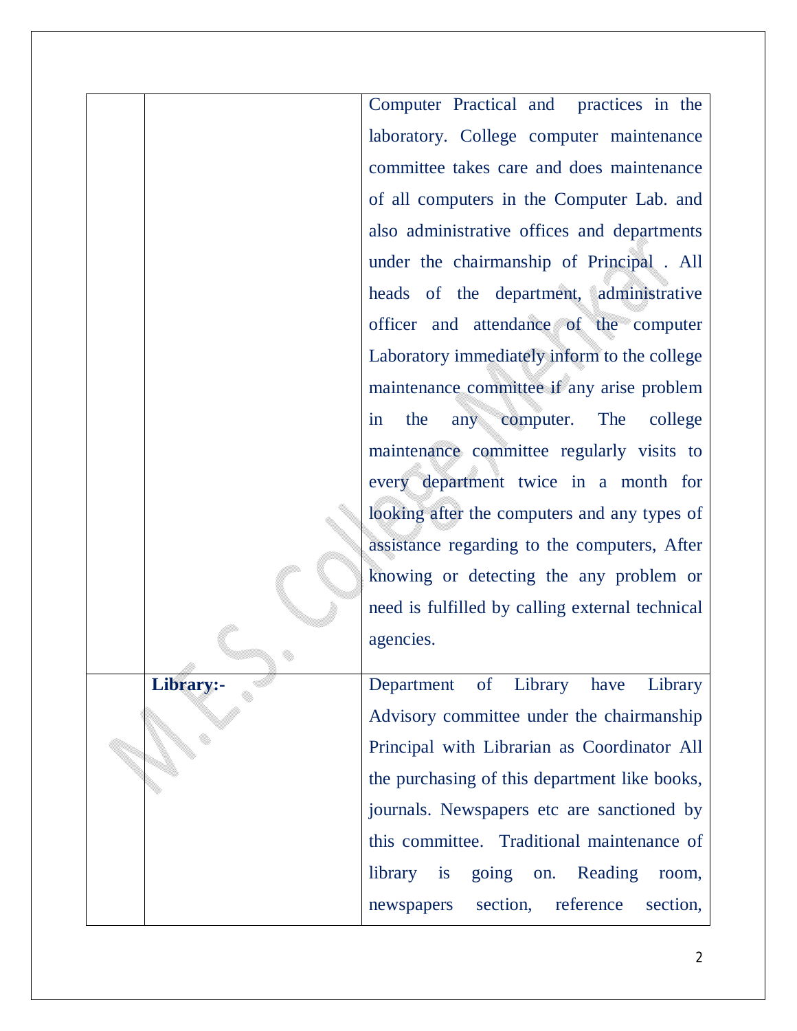| | | |
|---|---|---|
| | | Computer Practical and practices in the laboratory. College computer maintenance committee takes care and does maintenance of all computers in the Computer Lab. and also administrative offices and departments under the chairmanship of Principal . All heads of the department, administrative officer and attendance of the computer Laboratory immediately inform to the college maintenance committee if any arise problem in the any computer. The college maintenance committee regularly visits to every department twice in a month for looking after the computers and any types of assistance regarding to the computers, After knowing or detecting the any problem or need is fulfilled by calling external technical agencies. |
| | **Library:-** | Department of Library have Library Advisory committee under the chairmanship Principal with Librarian as Coordinator All the purchasing of this department like books, journals. Newspapers etc are sanctioned by this committee. Traditional maintenance of library is going on. Reading room, newspapers section, reference section, |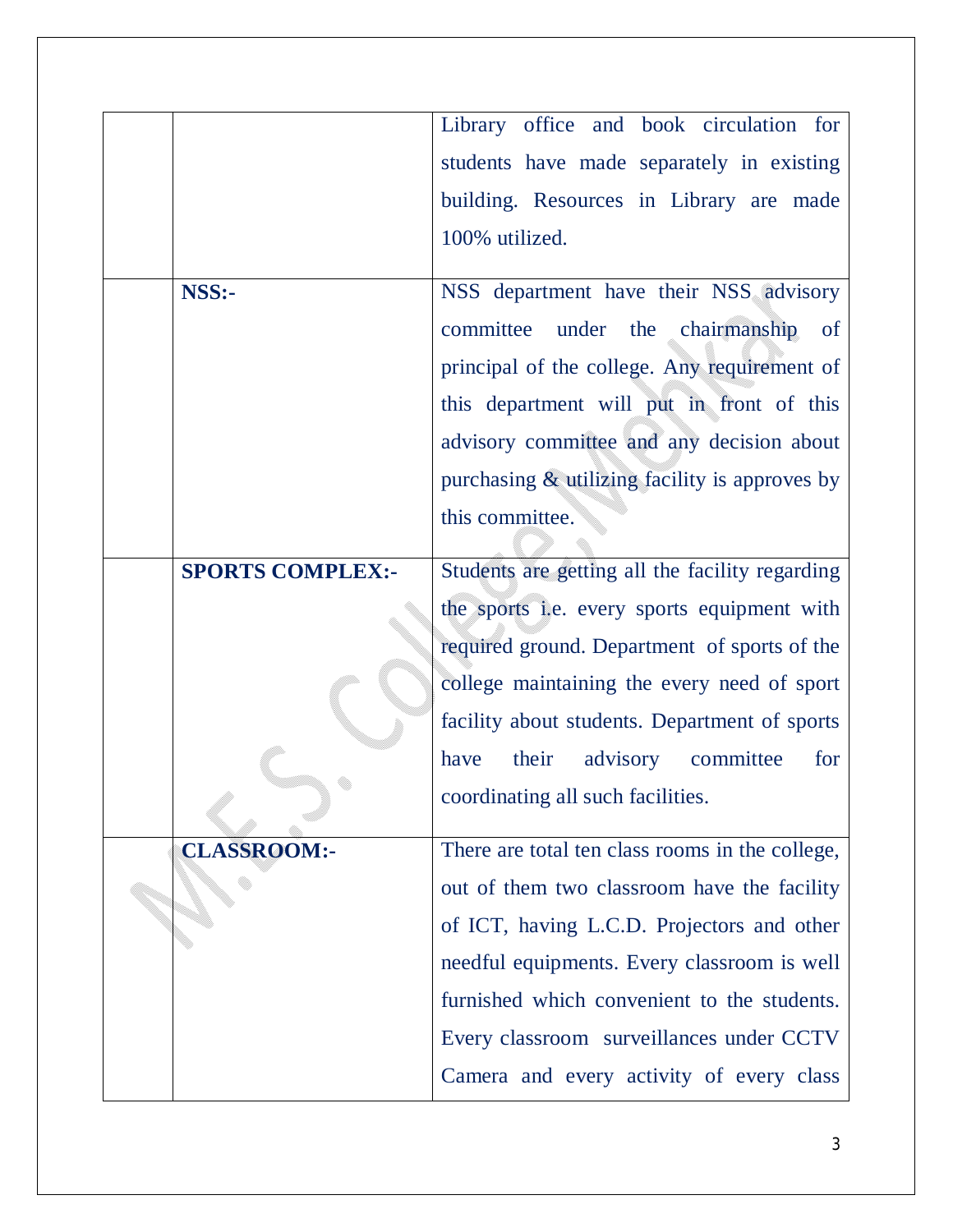| | | |
|---|---|---|
| | | Library office and book circulation for students have made separately in existing building. Resources in Library are made 100% utilized. |
| | **NSS:-** | NSS department have their NSS advisory committee under the chairmanship of principal of the college. Any requirement of this department will put in front of this advisory committee and any decision about purchasing & utilizing facility is approves by this committee. |
| | **SPORTS COMPLEX:-** | Students are getting all the facility regarding the sports i.e. every sports equipment with required ground. Department of sports of the college maintaining the every need of sport facility about students. Department of sports have their advisory committee for coordinating all such facilities. |
| | **CLASSROOM:-** | There are total ten class rooms in the college, out of them two classroom have the facility of ICT, having L.C.D. Projectors and other needful equipments. Every classroom is well furnished which convenient to the students. Every classroom surveillances under CCTV Camera and every activity of every class |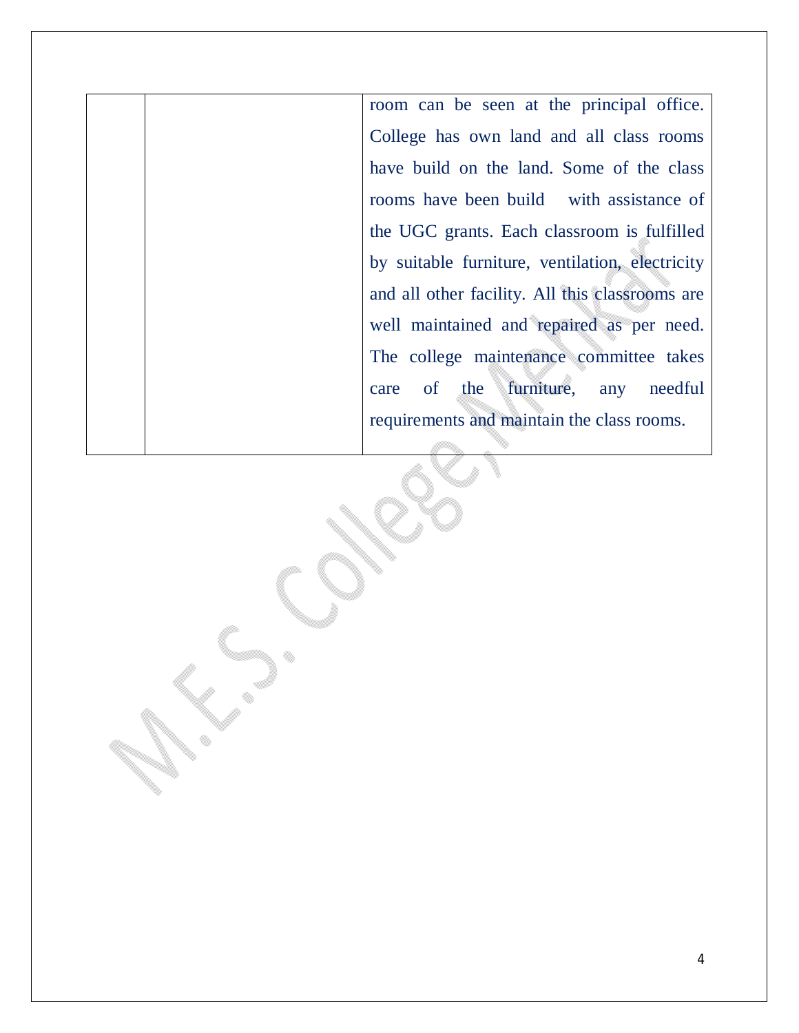| | | |
|---|---|---|
| | | room can be seen at the principal office. College has own land and all class rooms have build on the land. Some of the class rooms have been build with assistance of the UGC grants. Each classroom is fulfilled by suitable furniture, ventilation, electricity and all other facility. All this classrooms are well maintained and repaired as per need. The college maintenance committee takes care of the furniture, any needful requirements and maintain the class rooms. |